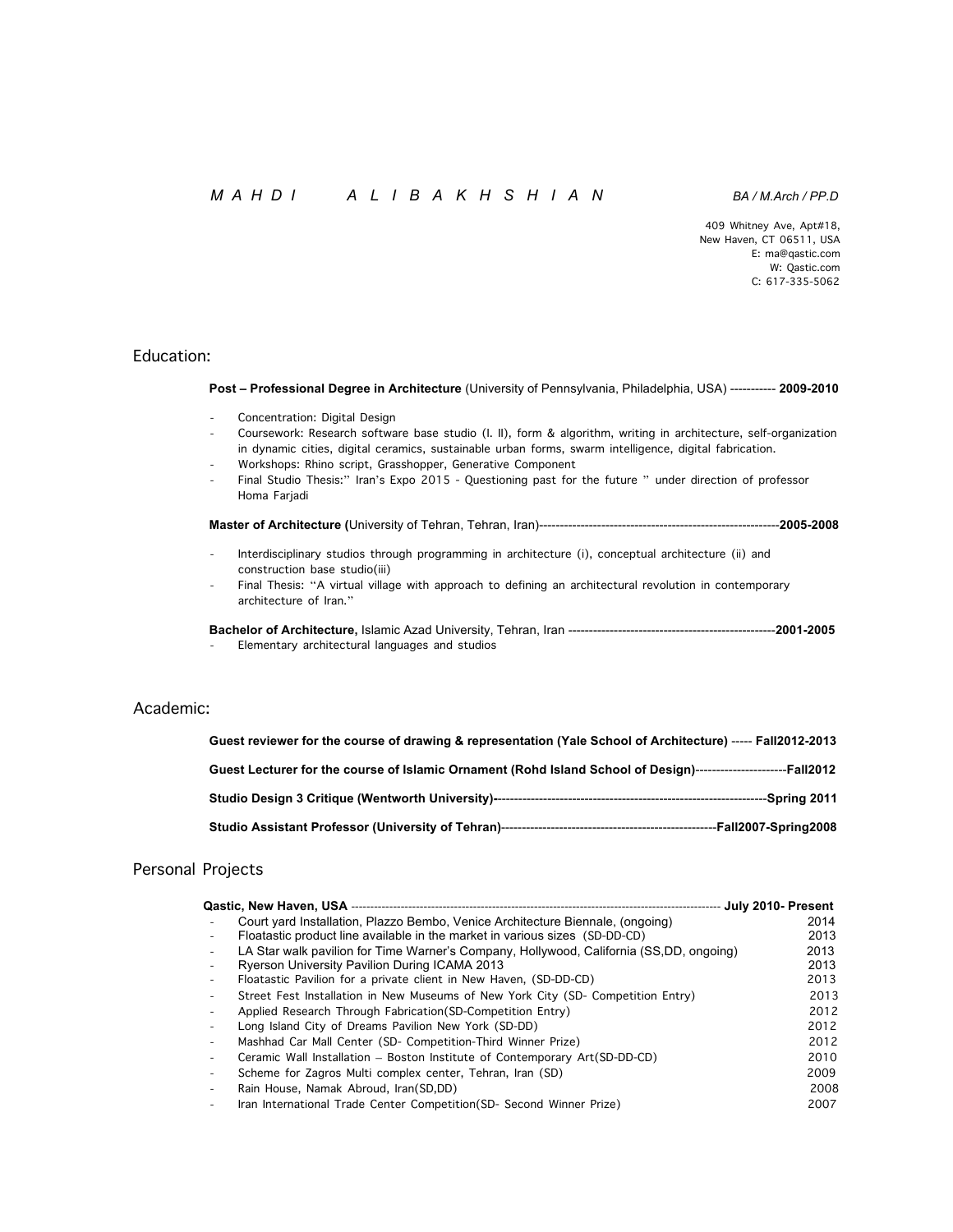# *M A H D I    A L I B A K H S H I A N*    *BA / M.Arch / PP.D*

409 Whitney Ave, Apt#18,
New Haven, CT 06511, USA
E: ma@qastic.com
W: Qastic.com
C: 617-335-5062

## Education:

**Post – Professional Degree in Architecture** (University of Pennsylvania, Philadelphia, USA) ----------- **2009-2010**

- Concentration: Digital Design
- Coursework: Research software base studio (I. II), form & algorithm, writing in architecture, self-organization in dynamic cities, digital ceramics, sustainable urban forms, swarm intelligence, digital fabrication.
- Workshops: Rhino script, Grasshopper, Generative Component
- Final Studio Thesis:" Iran's Expo 2015 - Questioning past for the future " under direction of professor Homa Farjadi

**Master of Architecture (**University of Tehran, Tehran, Iran)-----------------------------------------------------------**2005-2008**

- Interdisciplinary studios through programming in architecture (i), conceptual architecture (ii) and construction base studio(iii)
- Final Thesis: "A virtual village with approach to defining an architectural revolution in contemporary architecture of Iran."

**Bachelor of Architecture,** Islamic Azad University, Tehran, Iran ----------------------------------------------------**2001-2005**

- Elementary architectural languages and studios

## Academic:

**Guest reviewer for the course of drawing & representation (Yale School of Architecture) ----- Fall2012-2013**

**Guest Lecturer for the course of Islamic Ornament (Rohd Island School of Design)----------------------Fall2012**

**Studio Design 3 Critique (Wentworth University)-------------------------------------------------------------------Spring 2011**

**Studio Assistant Professor (University of Tehran)-----------------------------------------------------Fall2007-Spring2008**

## Personal Projects

**Qastic, New Haven, USA** ------------------------------------------------------------------------------------------------ **July 2010- Present**

- Court yard Installation, Plazzo Bembo, Venice Architecture Biennale, (ongoing) 2014
- Floatastic product line available in the market in various sizes (SD-DD-CD) 2013
- LA Star walk pavilion for Time Warner's Company, Hollywood, California (SS,DD, ongoing) 2013
- Ryerson University Pavilion During ICAMA 2013 2013
- Floatastic Pavilion for a private client in New Haven, (SD-DD-CD) 2013
- Street Fest Installation in New Museums of New York City (SD- Competition Entry) 2013
- Applied Research Through Fabrication(SD-Competition Entry) 2012
- Long Island City of Dreams Pavilion New York (SD-DD) 2012
- Mashhad Car Mall Center (SD- Competition-Third Winner Prize) 2012
- Ceramic Wall Installation – Boston Institute of Contemporary Art(SD-DD-CD) 2010
- Scheme for Zagros Multi complex center, Tehran, Iran (SD) 2009
- Rain House, Namak Abroud, Iran(SD,DD) 2008
- Iran International Trade Center Competition(SD- Second Winner Prize) 2007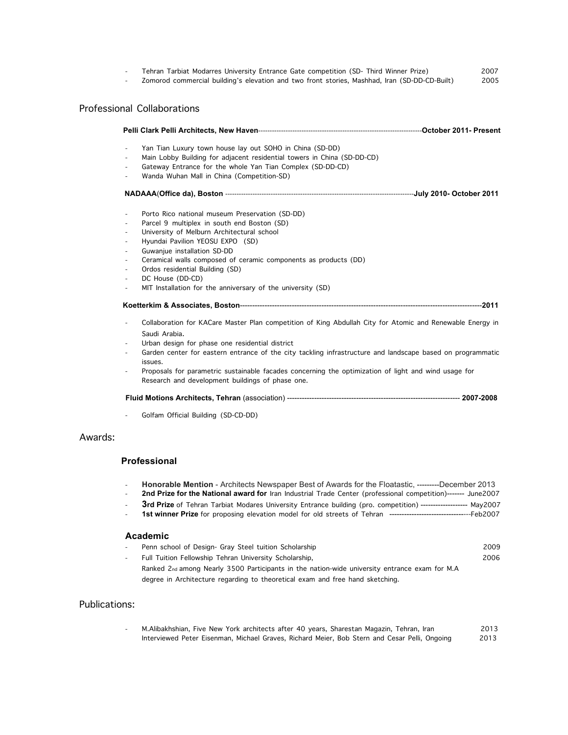- Tehran Tarbiat Modarres University Entrance Gate competition (SD- Third Winner Prize) 2007
- Zomorod commercial building's elevation and two front stories, Mashhad, Iran (SD-DD-CD-Built) 2005

## Professional Collaborations

**Pelli Clark Pelli Architects, New Haven**-----------------------------------------------------------------------**October 2011- Present**

- Yan Tian Luxury town house lay out SOHO in China (SD-DD)
- Main Lobby Building for adjacent residential towers in China (SD-DD-CD)
- Gateway Entrance for the whole Yan Tian Complex (SD-DD-CD)
- Wanda Wuhan Mall in China (Competition-SD)

**NADAAA**(**Office da), Boston** ----------------------------------------------------------------------------------**July 2010- October 2011**

- Porto Rico national museum Preservation (SD-DD)
- Parcel 9 multiplex in south end Boston (SD)
- University of Melburn Architectural school
- Hyundai Pavilion YEOSU EXPO (SD)
- Guwanjue installation SD-DD
- Ceramical walls composed of ceramic components as products (DD)
- Ordos residential Building (SD)
- DC House (DD-CD)
- MIT Installation for the anniversary of the university (SD)

**Koetterkim & Associates, Boston**------------------------------------------------------------------------------------------------------**2011**

- Collaboration for KACare Master Plan competition of King Abdullah City for Atomic and Renewable Energy in Saudi Arabia.
- Urban design for phase one residential district
- Garden center for eastern entrance of the city tackling infrastructure and landscape based on programmatic issues.
- Proposals for parametric sustainable facades concerning the optimization of light and wind usage for Research and development buildings of phase one.

**Fluid Motions Architects, Tehran** (association) ------------------------------------------------------------------------ **2007-2008**

- Golfam Official Building (SD-CD-DD)

## Awards:

### Professional

- **Honorable Mention** - Architects Newspaper Best of Awards for the Floatastic, ---------December 2013
- **2nd Prize for the National award for** Iran Industrial Trade Center (professional competition)------- June2007
- **3rd Prize** of Tehran Tarbiat Modares University Entrance building (pro. competition) ------------------- May2007
- **1st winner Prize** for proposing elevation model for old streets of Tehran ---------------------------------Feb2007

### Academic

- Penn school of Design- Gray Steel tuition Scholarship 2009
- Full Tuition Fellowship Tehran University Scholarship, 2006

  Ranked 2nd among Nearly 3500 Participants in the nation-wide university entrance exam for M.A degree in Architecture regarding to theoretical exam and free hand sketching.

## Publications:

- M.Alibakhshian, Five New York architects after 40 years, Sharestan Magazin, Tehran, Iran 2013

  Interviewed Peter Eisenman, Michael Graves, Richard Meier, Bob Stern and Cesar Pelli, Ongoing 2013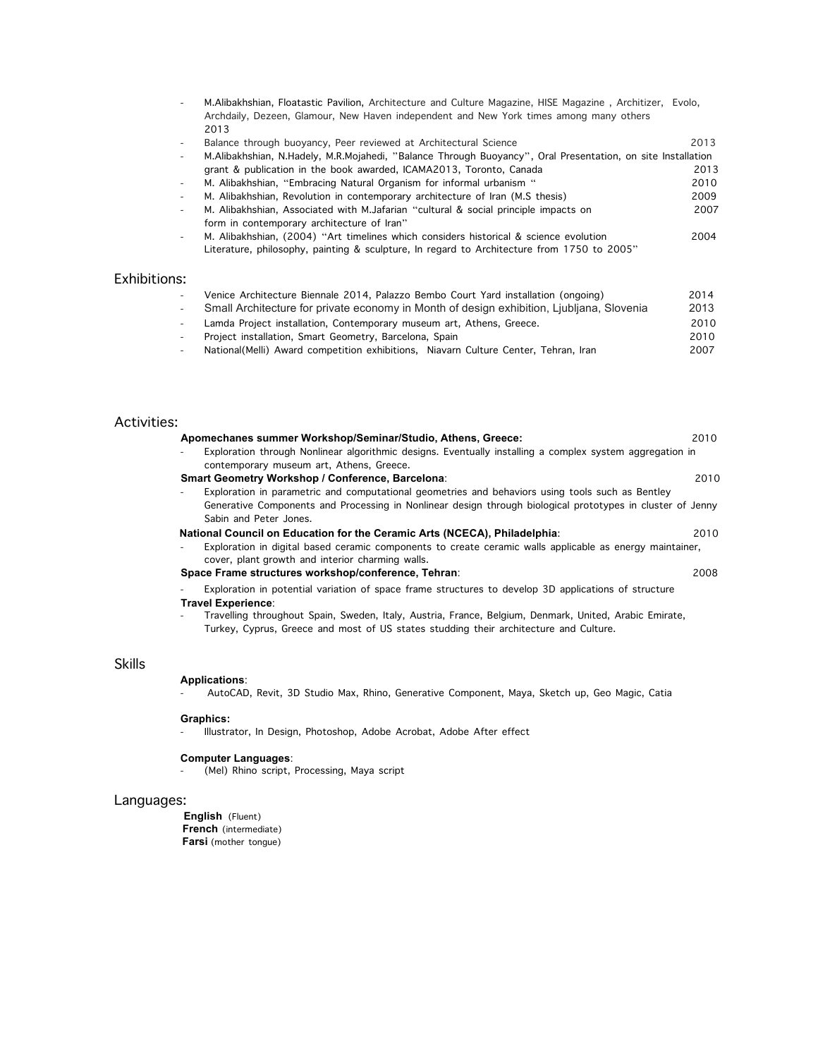- M.Alibakhshian, Floatastic Pavilion, Architecture and Culture Magazine, HISE Magazine , Architizer, Evolo, Archdaily, Dezeen, Glamour, New Haven independent and New York times among many others 2013
- Balance through buoyancy, Peer reviewed at Architectural Science 2013
- M.Alibakhshian, N.Hadely, M.R.Mojahedi, "Balance Through Buoyancy", Oral Presentation, on site Installation grant & publication in the book awarded, ICAMA2013, Toronto, Canada 2013
- M. Alibakhshian, "Embracing Natural Organism for informal urbanism " 2010
- M. Alibakhshian, Revolution in contemporary architecture of Iran (M.S thesis) 2009
- M. Alibakhshian, Associated with M.Jafarian "cultural & social principle impacts on form in contemporary architecture of Iran" 2007
- M. Alibakhshian, (2004) "Art timelines which considers historical & science evolution Literature, philosophy, painting & sculpture, In regard to Architecture from 1750 to 2005" 2004

## Exhibitions:

- Venice Architecture Biennale 2014, Palazzo Bembo Court Yard installation (ongoing) 2014
- Small Architecture for private economy in Month of design exhibition, Ljubljana, Slovenia 2013
- Lamda Project installation, Contemporary museum art, Athens, Greece. 2010
- Project installation, Smart Geometry, Barcelona, Spain 2010
- National(Melli) Award competition exhibitions, Niavarn Culture Center, Tehran, Iran 2007

## Activities:

**Apomechanes summer Workshop/Seminar/Studio, Athens, Greece:** 2010

- Exploration through Nonlinear algorithmic designs. Eventually installing a complex system aggregation in contemporary museum art, Athens, Greece.

**Smart Geometry Workshop / Conference, Barcelona**: 2010

- Exploration in parametric and computational geometries and behaviors using tools such as Bentley Generative Components and Processing in Nonlinear design through biological prototypes in cluster of Jenny Sabin and Peter Jones.

**National Council on Education for the Ceramic Arts (NCECA), Philadelphia**: 2010

- Exploration in digital based ceramic components to create ceramic walls applicable as energy maintainer, cover, plant growth and interior charming walls.

**Space Frame structures workshop/conference, Tehran**: 2008

- Exploration in potential variation of space frame structures to develop 3D applications of structure

**Travel Experience**:

- Travelling throughout Spain, Sweden, Italy, Austria, France, Belgium, Denmark, United, Arabic Emirate, Turkey, Cyprus, Greece and most of US states studding their architecture and Culture.

## Skills

**Applications**:

- AutoCAD, Revit, 3D Studio Max, Rhino, Generative Component, Maya, Sketch up, Geo Magic, Catia

**Graphics:**

- Illustrator, In Design, Photoshop, Adobe Acrobat, Adobe After effect

**Computer Languages**:

- (Mel) Rhino script, Processing, Maya script

## Languages:

**English** (Fluent)
**French** (intermediate)
**Farsi** (mother tongue)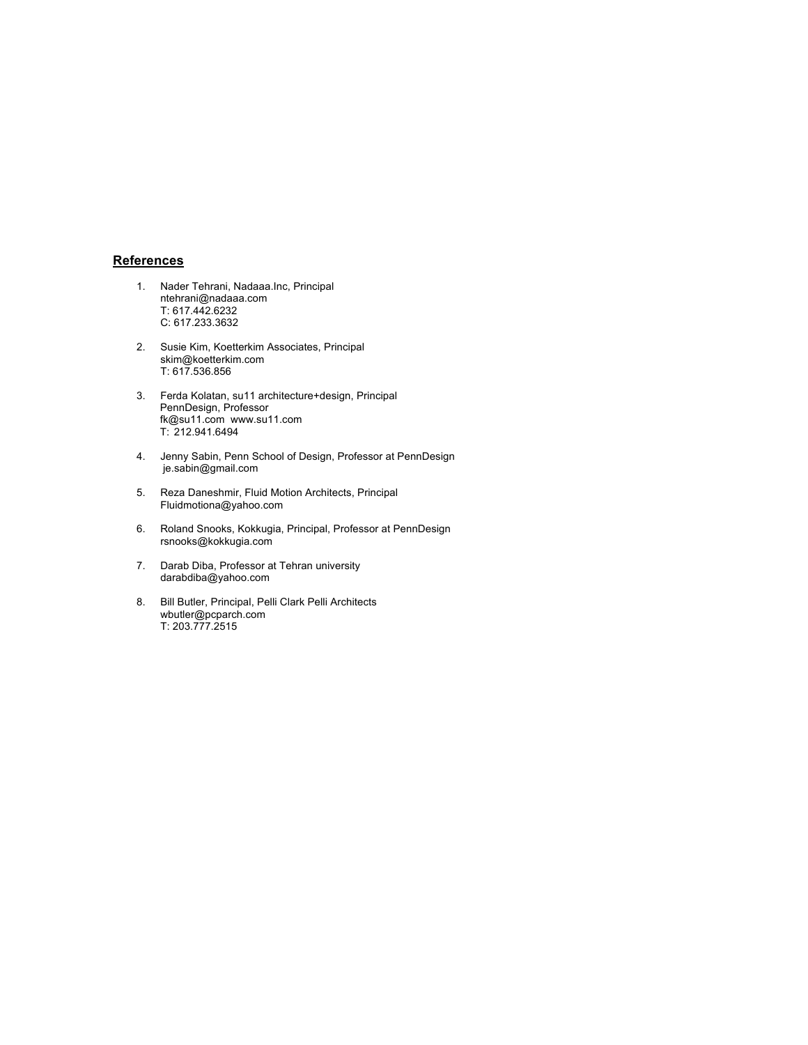## References

1. Nader Tehrani, Nadaaa.Inc, Principal
   ntehrani@nadaaa.com
   T: 617.442.6232
   C: 617.233.3632

2. Susie Kim, Koetterkim Associates, Principal
   skim@koetterkim.com
   T: 617.536.856

3. Ferda Kolatan, su11 architecture+design, Principal
   PennDesign, Professor
   fk@su11.com www.su11.com
   T: 212.941.6494

4. Jenny Sabin, Penn School of Design, Professor at PennDesign
   je.sabin@gmail.com

5. Reza Daneshmir, Fluid Motion Architects, Principal
   Fluidmotiona@yahoo.com

6. Roland Snooks, Kokkugia, Principal, Professor at PennDesign
   rsnooks@kokkugia.com

7. Darab Diba, Professor at Tehran university
   darabdiba@yahoo.com

8. Bill Butler, Principal, Pelli Clark Pelli Architects
   wbutler@pcparch.com
   T: 203.777.2515